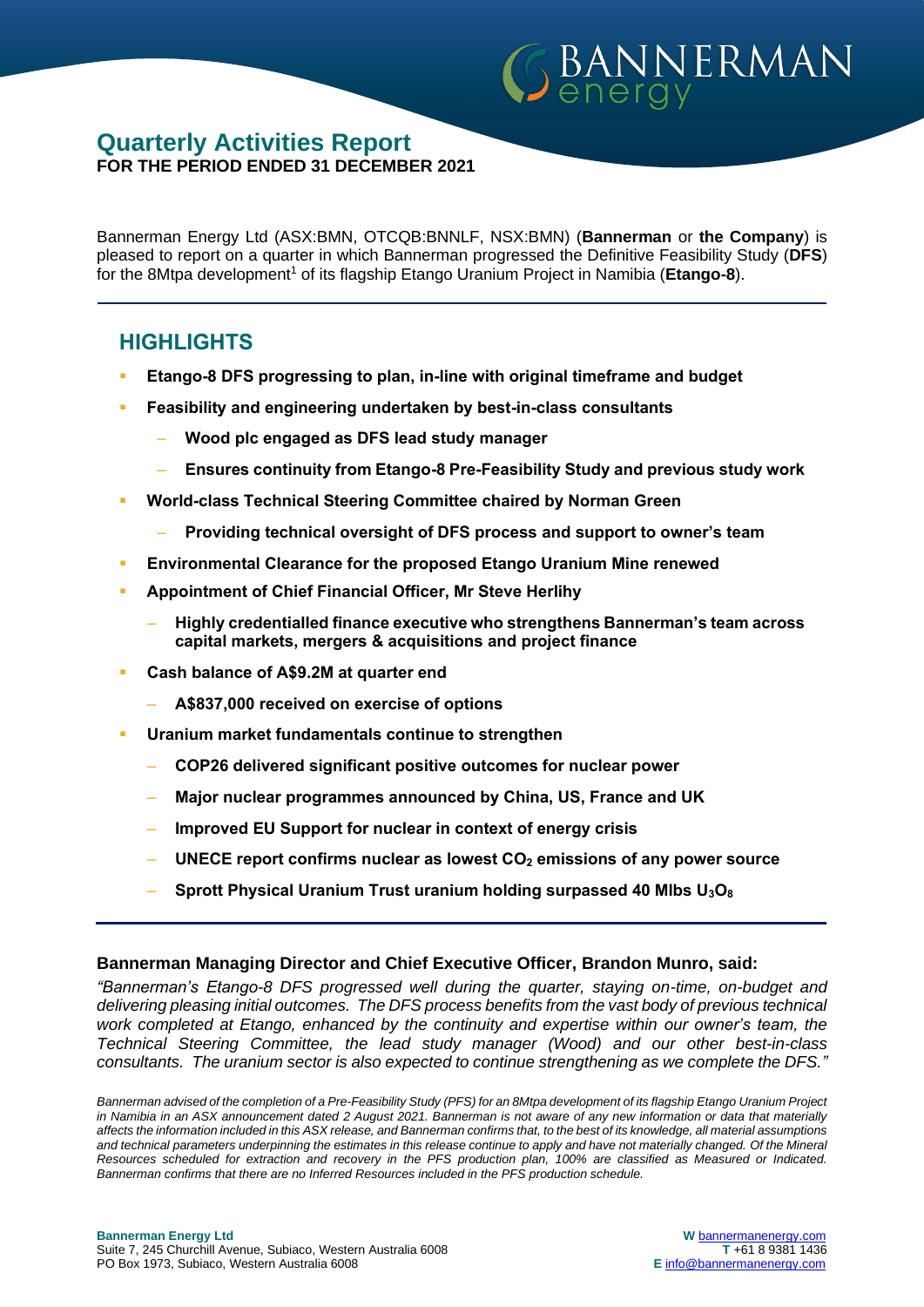# Quarterly Activities Report

**FOR THE PERIOD ENDED 31 DECEMBER 2021**

Bannerman Energy Ltd (ASX:BMN, OTCQB:BNNLF, NSX:BMN) (**Bannerman** or **the Company**) is pleased to report on a quarter in which Bannerman progressed the Definitive Feasibility Study (**DFS**) for the 8Mtpa development[1] of its flagship Etango Uranium Project in Namibia (**Etango-8**).

## HIGHLIGHTS

- **Etango-8 DFS progressing to plan, in-line with original timeframe and budget**
- **Feasibility and engineering undertaken by best-in-class consultants**
  - **Wood plc engaged as DFS lead study manager**
  - **Ensures continuity from Etango-8 Pre-Feasibility Study and previous study work**
- **World-class Technical Steering Committee chaired by Norman Green**
  - **Providing technical oversight of DFS process and support to owner's team**
- **Environmental Clearance for the proposed Etango Uranium Mine renewed**
- **Appointment of Chief Financial Officer, Mr Steve Herlihy**
  - **Highly credentialled finance executive who strengthens Bannerman's team across capital markets, mergers & acquisitions and project finance**
- **Cash balance of A$9.2M at quarter end**
  - **A$837,000 received on exercise of options**
- **Uranium market fundamentals continue to strengthen**
  - **COP26 delivered significant positive outcomes for nuclear power**
  - **Major nuclear programmes announced by China, US, France and UK**
  - **Improved EU Support for nuclear in context of energy crisis**
  - **UNECE report confirms nuclear as lowest $CO_2$ emissions of any power source**
  - **Sprott Physical Uranium Trust uranium holding surpassed 40 Mlbs $U_3O_8$**

**Bannerman Managing Director and Chief Executive Officer, Brandon Munro, said:**

*"Bannerman's Etango-8 DFS progressed well during the quarter, staying on-time, on-budget and delivering pleasing initial outcomes. The DFS process benefits from the vast body of previous technical work completed at Etango, enhanced by the continuity and expertise within our owner's team, the Technical Steering Committee, the lead study manager (Wood) and our other best-in-class consultants. The uranium sector is also expected to continue strengthening as we complete the DFS."*

*Bannerman advised of the completion of a Pre-Feasibility Study (PFS) for an 8Mtpa development of its flagship Etango Uranium Project in Namibia in an ASX announcement dated 2 August 2021. Bannerman is not aware of any new information or data that materially affects the information included in this ASX release, and Bannerman confirms that, to the best of its knowledge, all material assumptions and technical parameters underpinning the estimates in this release continue to apply and have not materially changed. Of the Mineral Resources scheduled for extraction and recovery in the PFS production plan, 100% are classified as Measured or Indicated. Bannerman confirms that there are no Inferred Resources included in the PFS production schedule.*

**Bannerman Energy Ltd**
Suite 7, 245 Churchill Avenue, Subiaco, Western Australia 6008
PO Box 1973, Subiaco, Western Australia 6008

**W** bannermanenergy.com
**T** +61 8 9381 1436
**E** info@bannermanenergy.com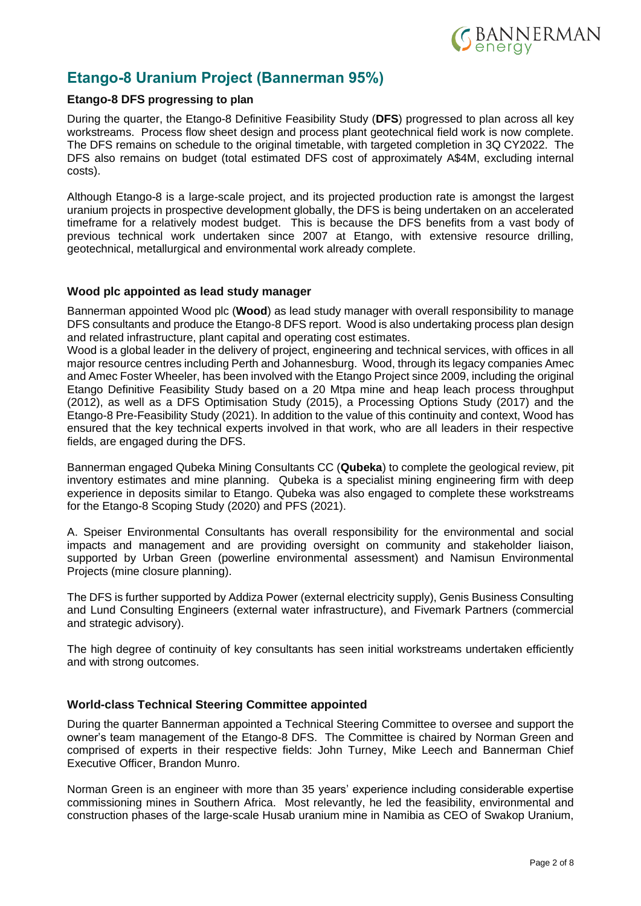## Etango-8 Uranium Project (Bannerman 95%)

### Etango-8 DFS progressing to plan

During the quarter, the Etango-8 Definitive Feasibility Study (**DFS**) progressed to plan across all key workstreams. Process flow sheet design and process plant geotechnical field work is now complete. The DFS remains on schedule to the original timetable, with targeted completion in 3Q CY2022. The DFS also remains on budget (total estimated DFS cost of approximately A$4M, excluding internal costs).

Although Etango-8 is a large-scale project, and its projected production rate is amongst the largest uranium projects in prospective development globally, the DFS is being undertaken on an accelerated timeframe for a relatively modest budget. This is because the DFS benefits from a vast body of previous technical work undertaken since 2007 at Etango, with extensive resource drilling, geotechnical, metallurgical and environmental work already complete.

### Wood plc appointed as lead study manager

Bannerman appointed Wood plc (**Wood**) as lead study manager with overall responsibility to manage DFS consultants and produce the Etango-8 DFS report. Wood is also undertaking process plan design and related infrastructure, plant capital and operating cost estimates.

Wood is a global leader in the delivery of project, engineering and technical services, with offices in all major resource centres including Perth and Johannesburg. Wood, through its legacy companies Amec and Amec Foster Wheeler, has been involved with the Etango Project since 2009, including the original Etango Definitive Feasibility Study based on a 20 Mtpa mine and heap leach process throughput (2012), as well as a DFS Optimisation Study (2015), a Processing Options Study (2017) and the Etango-8 Pre-Feasibility Study (2021). In addition to the value of this continuity and context, Wood has ensured that the key technical experts involved in that work, who are all leaders in their respective fields, are engaged during the DFS.

Bannerman engaged Qubeka Mining Consultants CC (**Qubeka**) to complete the geological review, pit inventory estimates and mine planning. Qubeka is a specialist mining engineering firm with deep experience in deposits similar to Etango. Qubeka was also engaged to complete these workstreams for the Etango-8 Scoping Study (2020) and PFS (2021).

A. Speiser Environmental Consultants has overall responsibility for the environmental and social impacts and management and are providing oversight on community and stakeholder liaison, supported by Urban Green (powerline environmental assessment) and Namisun Environmental Projects (mine closure planning).

The DFS is further supported by Addiza Power (external electricity supply), Genis Business Consulting and Lund Consulting Engineers (external water infrastructure), and Fivemark Partners (commercial and strategic advisory).

The high degree of continuity of key consultants has seen initial workstreams undertaken efficiently and with strong outcomes.

### World-class Technical Steering Committee appointed

During the quarter Bannerman appointed a Technical Steering Committee to oversee and support the owner's team management of the Etango-8 DFS. The Committee is chaired by Norman Green and comprised of experts in their respective fields: John Turney, Mike Leech and Bannerman Chief Executive Officer, Brandon Munro.

Norman Green is an engineer with more than 35 years' experience including considerable expertise commissioning mines in Southern Africa. Most relevantly, he led the feasibility, environmental and construction phases of the large-scale Husab uranium mine in Namibia as CEO of Swakop Uranium,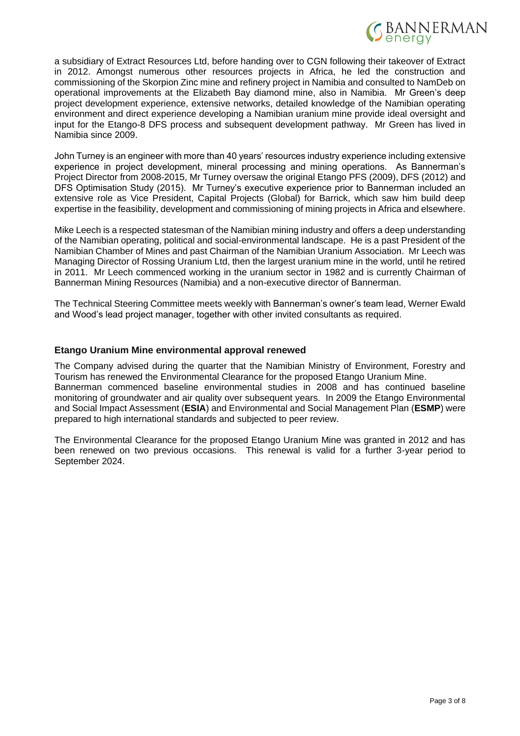a subsidiary of Extract Resources Ltd, before handing over to CGN following their takeover of Extract in 2012. Amongst numerous other resources projects in Africa, he led the construction and commissioning of the Skorpion Zinc mine and refinery project in Namibia and consulted to NamDeb on operational improvements at the Elizabeth Bay diamond mine, also in Namibia. Mr Green's deep project development experience, extensive networks, detailed knowledge of the Namibian operating environment and direct experience developing a Namibian uranium mine provide ideal oversight and input for the Etango-8 DFS process and subsequent development pathway. Mr Green has lived in Namibia since 2009.

John Turney is an engineer with more than 40 years' resources industry experience including extensive experience in project development, mineral processing and mining operations. As Bannerman's Project Director from 2008-2015, Mr Turney oversaw the original Etango PFS (2009), DFS (2012) and DFS Optimisation Study (2015). Mr Turney's executive experience prior to Bannerman included an extensive role as Vice President, Capital Projects (Global) for Barrick, which saw him build deep expertise in the feasibility, development and commissioning of mining projects in Africa and elsewhere.

Mike Leech is a respected statesman of the Namibian mining industry and offers a deep understanding of the Namibian operating, political and social-environmental landscape. He is a past President of the Namibian Chamber of Mines and past Chairman of the Namibian Uranium Association. Mr Leech was Managing Director of Rossing Uranium Ltd, then the largest uranium mine in the world, until he retired in 2011. Mr Leech commenced working in the uranium sector in 1982 and is currently Chairman of Bannerman Mining Resources (Namibia) and a non-executive director of Bannerman.

The Technical Steering Committee meets weekly with Bannerman's owner's team lead, Werner Ewald and Wood's lead project manager, together with other invited consultants as required.

### Etango Uranium Mine environmental approval renewed

The Company advised during the quarter that the Namibian Ministry of Environment, Forestry and Tourism has renewed the Environmental Clearance for the proposed Etango Uranium Mine.
Bannerman commenced baseline environmental studies in 2008 and has continued baseline monitoring of groundwater and air quality over subsequent years. In 2009 the Etango Environmental and Social Impact Assessment (**ESIA**) and Environmental and Social Management Plan (**ESMP**) were prepared to high international standards and subjected to peer review.

The Environmental Clearance for the proposed Etango Uranium Mine was granted in 2012 and has been renewed on two previous occasions. This renewal is valid for a further 3-year period to September 2024.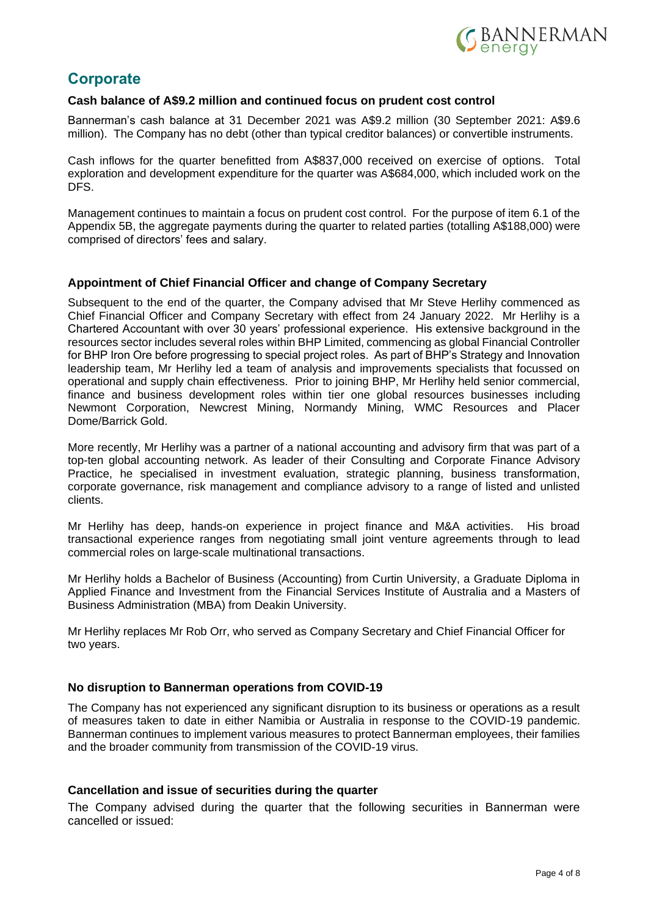## Corporate

### Cash balance of A$9.2 million and continued focus on prudent cost control

Bannerman's cash balance at 31 December 2021 was A$9.2 million (30 September 2021: A$9.6 million). The Company has no debt (other than typical creditor balances) or convertible instruments.

Cash inflows for the quarter benefitted from A$837,000 received on exercise of options. Total exploration and development expenditure for the quarter was A$684,000, which included work on the DFS.

Management continues to maintain a focus on prudent cost control. For the purpose of item 6.1 of the Appendix 5B, the aggregate payments during the quarter to related parties (totalling A$188,000) were comprised of directors' fees and salary.

### Appointment of Chief Financial Officer and change of Company Secretary

Subsequent to the end of the quarter, the Company advised that Mr Steve Herlihy commenced as Chief Financial Officer and Company Secretary with effect from 24 January 2022. Mr Herlihy is a Chartered Accountant with over 30 years' professional experience. His extensive background in the resources sector includes several roles within BHP Limited, commencing as global Financial Controller for BHP Iron Ore before progressing to special project roles. As part of BHP's Strategy and Innovation leadership team, Mr Herlihy led a team of analysis and improvements specialists that focussed on operational and supply chain effectiveness. Prior to joining BHP, Mr Herlihy held senior commercial, finance and business development roles within tier one global resources businesses including Newmont Corporation, Newcrest Mining, Normandy Mining, WMC Resources and Placer Dome/Barrick Gold.

More recently, Mr Herlihy was a partner of a national accounting and advisory firm that was part of a top-ten global accounting network. As leader of their Consulting and Corporate Finance Advisory Practice, he specialised in investment evaluation, strategic planning, business transformation, corporate governance, risk management and compliance advisory to a range of listed and unlisted clients.

Mr Herlihy has deep, hands-on experience in project finance and M&A activities. His broad transactional experience ranges from negotiating small joint venture agreements through to lead commercial roles on large-scale multinational transactions.

Mr Herlihy holds a Bachelor of Business (Accounting) from Curtin University, a Graduate Diploma in Applied Finance and Investment from the Financial Services Institute of Australia and a Masters of Business Administration (MBA) from Deakin University.

Mr Herlihy replaces Mr Rob Orr, who served as Company Secretary and Chief Financial Officer for two years.

### No disruption to Bannerman operations from COVID-19

The Company has not experienced any significant disruption to its business or operations as a result of measures taken to date in either Namibia or Australia in response to the COVID-19 pandemic. Bannerman continues to implement various measures to protect Bannerman employees, their families and the broader community from transmission of the COVID-19 virus.

### Cancellation and issue of securities during the quarter

The Company advised during the quarter that the following securities in Bannerman were cancelled or issued: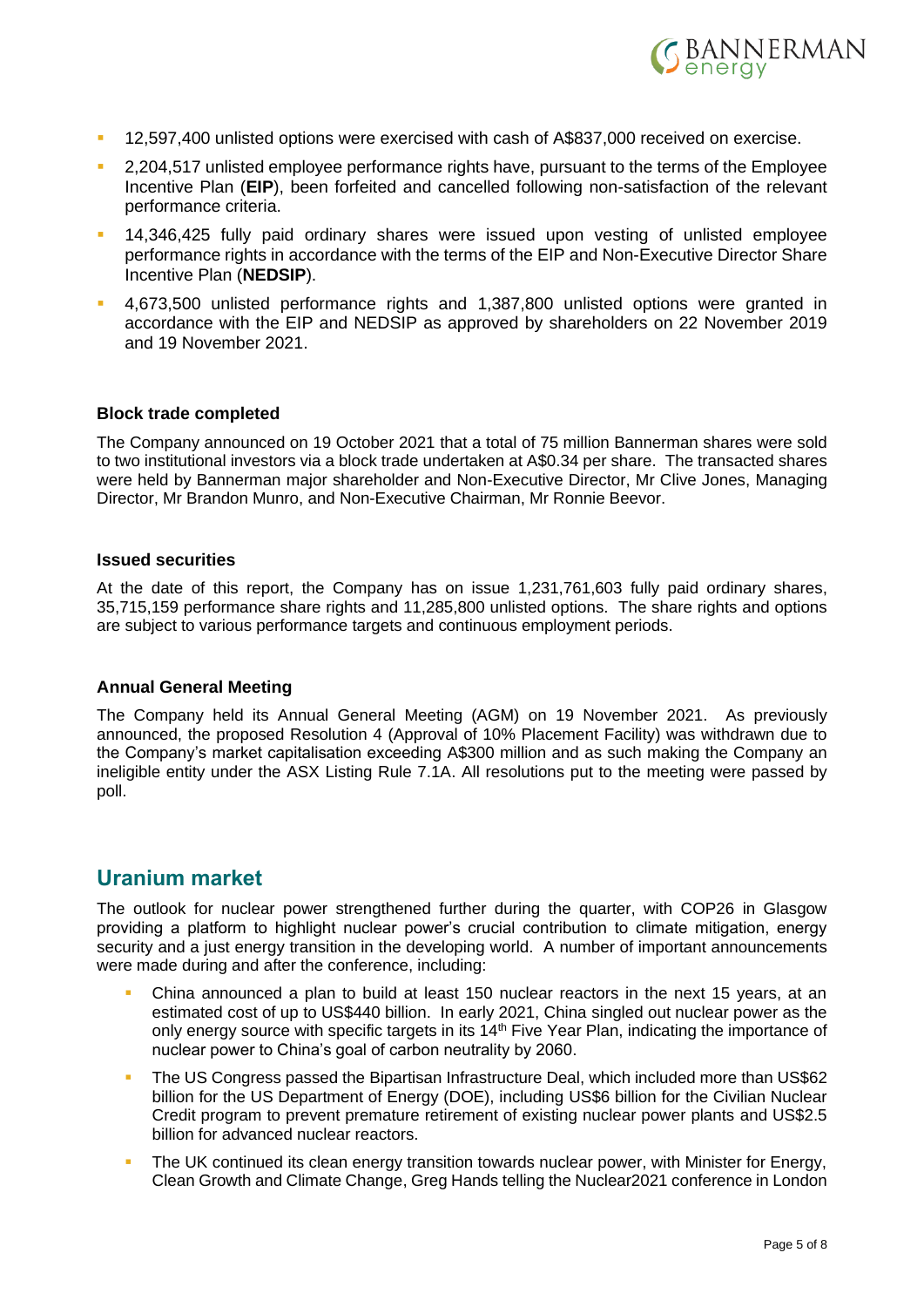- 12,597,400 unlisted options were exercised with cash of A$837,000 received on exercise.
- 2,204,517 unlisted employee performance rights have, pursuant to the terms of the Employee Incentive Plan (**EIP**), been forfeited and cancelled following non-satisfaction of the relevant performance criteria.
- 14,346,425 fully paid ordinary shares were issued upon vesting of unlisted employee performance rights in accordance with the terms of the EIP and Non-Executive Director Share Incentive Plan (**NEDSIP**).
- 4,673,500 unlisted performance rights and 1,387,800 unlisted options were granted in accordance with the EIP and NEDSIP as approved by shareholders on 22 November 2019 and 19 November 2021.

#### Block trade completed

The Company announced on 19 October 2021 that a total of 75 million Bannerman shares were sold to two institutional investors via a block trade undertaken at A$0.34 per share. The transacted shares were held by Bannerman major shareholder and Non-Executive Director, Mr Clive Jones, Managing Director, Mr Brandon Munro, and Non-Executive Chairman, Mr Ronnie Beevor.

#### Issued securities

At the date of this report, the Company has on issue 1,231,761,603 fully paid ordinary shares, 35,715,159 performance share rights and 11,285,800 unlisted options. The share rights and options are subject to various performance targets and continuous employment periods.

#### Annual General Meeting

The Company held its Annual General Meeting (AGM) on 19 November 2021. As previously announced, the proposed Resolution 4 (Approval of 10% Placement Facility) was withdrawn due to the Company's market capitalisation exceeding A$300 million and as such making the Company an ineligible entity under the ASX Listing Rule 7.1A. All resolutions put to the meeting were passed by poll.

## Uranium market

The outlook for nuclear power strengthened further during the quarter, with COP26 in Glasgow providing a platform to highlight nuclear power's crucial contribution to climate mitigation, energy security and a just energy transition in the developing world. A number of important announcements were made during and after the conference, including:

- China announced a plan to build at least 150 nuclear reactors in the next 15 years, at an estimated cost of up to US$440 billion. In early 2021, China singled out nuclear power as the only energy source with specific targets in its 14th Five Year Plan, indicating the importance of nuclear power to China's goal of carbon neutrality by 2060.
- The US Congress passed the Bipartisan Infrastructure Deal, which included more than US$62 billion for the US Department of Energy (DOE), including US$6 billion for the Civilian Nuclear Credit program to prevent premature retirement of existing nuclear power plants and US$2.5 billion for advanced nuclear reactors.
- The UK continued its clean energy transition towards nuclear power, with Minister for Energy, Clean Growth and Climate Change, Greg Hands telling the Nuclear2021 conference in London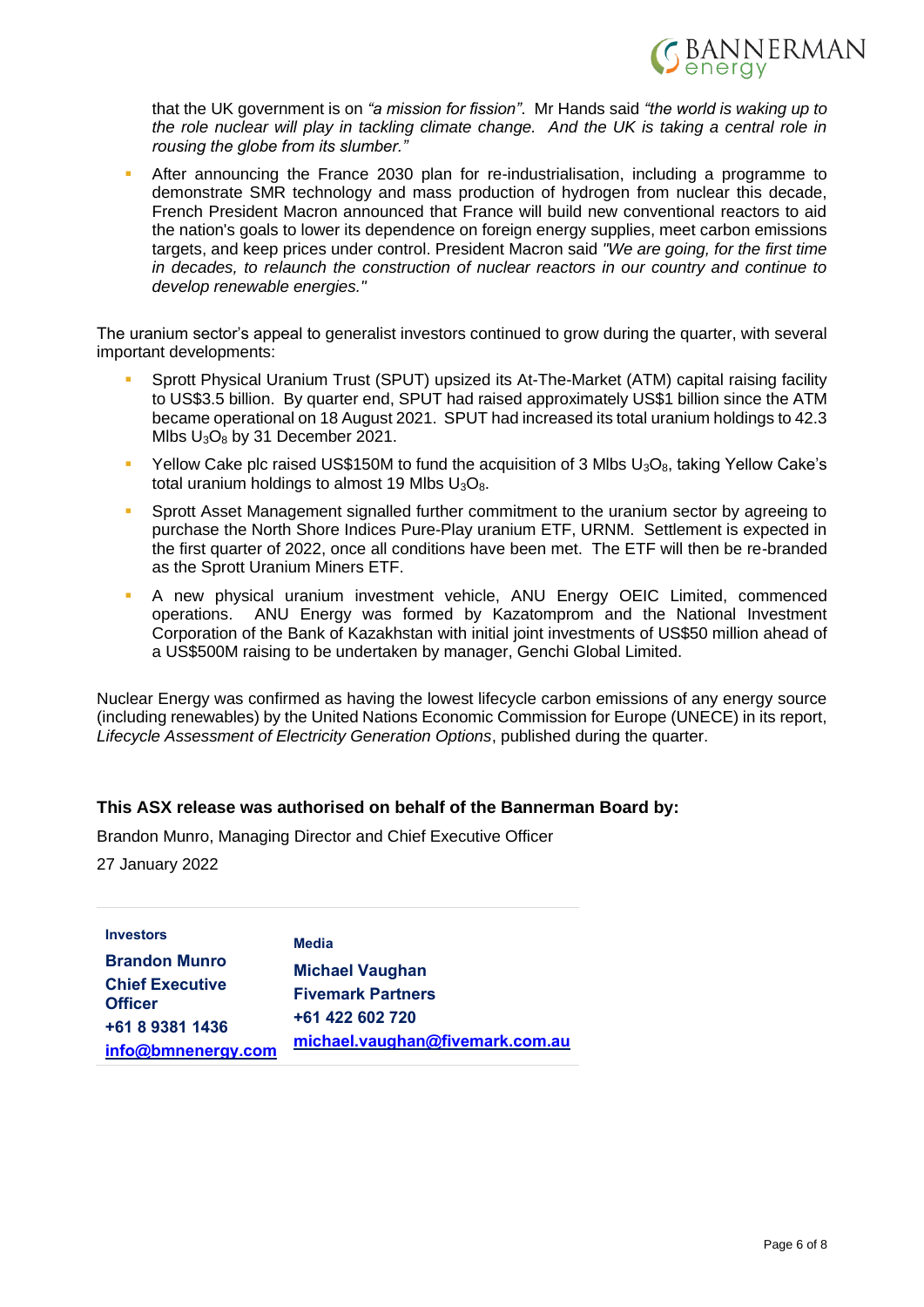that the UK government is on *"a mission for fission"*. Mr Hands said *"the world is waking up to the role nuclear will play in tackling climate change. And the UK is taking a central role in rousing the globe from its slumber."*

- After announcing the France 2030 plan for re-industrialisation, including a programme to demonstrate SMR technology and mass production of hydrogen from nuclear this decade, French President Macron announced that France will build new conventional reactors to aid the nation's goals to lower its dependence on foreign energy supplies, meet carbon emissions targets, and keep prices under control. President Macron said *"We are going, for the first time in decades, to relaunch the construction of nuclear reactors in our country and continue to develop renewable energies."*

The uranium sector's appeal to generalist investors continued to grow during the quarter, with several important developments:

- Sprott Physical Uranium Trust (SPUT) upsized its At-The-Market (ATM) capital raising facility to US$3.5 billion. By quarter end, SPUT had raised approximately US$1 billion since the ATM became operational on 18 August 2021. SPUT had increased its total uranium holdings to 42.3 Mlbs $U_3O_8$ by 31 December 2021.
- Yellow Cake plc raised US$150M to fund the acquisition of 3 Mlbs $U_3O_8$, taking Yellow Cake's total uranium holdings to almost 19 Mlbs $U_3O_8$.
- Sprott Asset Management signalled further commitment to the uranium sector by agreeing to purchase the North Shore Indices Pure-Play uranium ETF, URNM. Settlement is expected in the first quarter of 2022, once all conditions have been met. The ETF will then be re-branded as the Sprott Uranium Miners ETF.
- A new physical uranium investment vehicle, ANU Energy OEIC Limited, commenced operations. ANU Energy was formed by Kazatomprom and the National Investment Corporation of the Bank of Kazakhstan with initial joint investments of US$50 million ahead of a US$500M raising to be undertaken by manager, Genchi Global Limited.

Nuclear Energy was confirmed as having the lowest lifecycle carbon emissions of any energy source (including renewables) by the United Nations Economic Commission for Europe (UNECE) in its report, *Lifecycle Assessment of Electricity Generation Options*, published during the quarter.

**This ASX release was authorised on behalf of the Bannerman Board by:**

Brandon Munro, Managing Director and Chief Executive Officer

27 January 2022

| Investors | Media |
|---|---|
| **Brandon Munro** | **Michael Vaughan** |
| **Chief Executive Officer** | **Fivemark Partners** |
| **+61 8 9381 1436** | **+61 422 602 720** |
| **info@bmnenergy.com** | **michael.vaughan@fivemark.com.au** |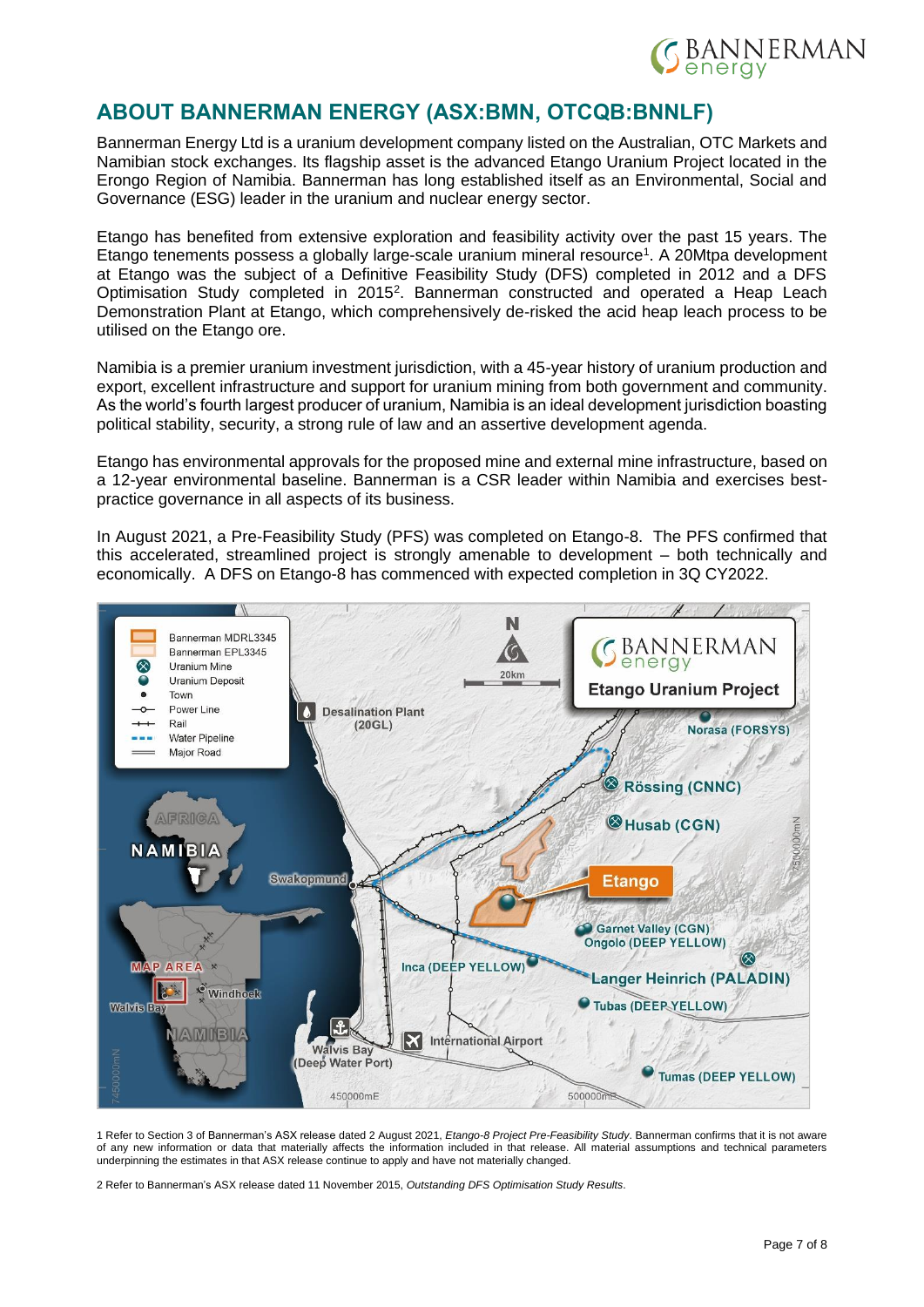## ABOUT BANNERMAN ENERGY (ASX:BMN, OTCQB:BNNLF)

Bannerman Energy Ltd is a uranium development company listed on the Australian, OTC Markets and Namibian stock exchanges. Its flagship asset is the advanced Etango Uranium Project located in the Erongo Region of Namibia. Bannerman has long established itself as an Environmental, Social and Governance (ESG) leader in the uranium and nuclear energy sector.

Etango has benefited from extensive exploration and feasibility activity over the past 15 years. The Etango tenements possess a globally large-scale uranium mineral resource[1]. A 20Mtpa development at Etango was the subject of a Definitive Feasibility Study (DFS) completed in 2012 and a DFS Optimisation Study completed in 2015[2]. Bannerman constructed and operated a Heap Leach Demonstration Plant at Etango, which comprehensively de-risked the acid heap leach process to be utilised on the Etango ore.

Namibia is a premier uranium investment jurisdiction, with a 45-year history of uranium production and export, excellent infrastructure and support for uranium mining from both government and community. As the world's fourth largest producer of uranium, Namibia is an ideal development jurisdiction boasting political stability, security, a strong rule of law and an assertive development agenda.

Etango has environmental approvals for the proposed mine and external mine infrastructure, based on a 12-year environmental baseline. Bannerman is a CSR leader within Namibia and exercises best-practice governance in all aspects of its business.

In August 2021, a Pre-Feasibility Study (PFS) was completed on Etango-8. The PFS confirmed that this accelerated, streamlined project is strongly amenable to development – both technically and economically. A DFS on Etango-8 has commenced with expected completion in 3Q CY2022.

Bannerman Energy
Etango Uranium Project

Bannerman MDRL3345
Bannerman EPL3345
Uranium Mine
Uranium Deposit
Town
Power Line
Rail
Water Pipeline
Major Road

N
20km

Desalination Plant (20GL)
Norasa (FORSYS)
Rössing (CNNC)
Husab (CGN)
Etango
Swakopmund
Garnet Valley (CGN)
Ongolo (DEEP YELLOW)
Inca (DEEP YELLOW)
Langer Heinrich (PALADIN)
Tubas (DEEP YELLOW)
Walvis Bay (Deep Water Port)
International Airport
Tumas (DEEP YELLOW)
AFRICA
NAMIBIA
MAP AREA
Windhoek
Walvis Bay
450000mE
500000mE
7500000mN
7450000mN

1 Refer to Section 3 of Bannerman's ASX release dated 2 August 2021, *Etango-8 Project Pre-Feasibility Study*. Bannerman confirms that it is not aware of any new information or data that materially affects the information included in that release. All material assumptions and technical parameters underpinning the estimates in that ASX release continue to apply and have not materially changed.

2 Refer to Bannerman's ASX release dated 11 November 2015, *Outstanding DFS Optimisation Study Results*.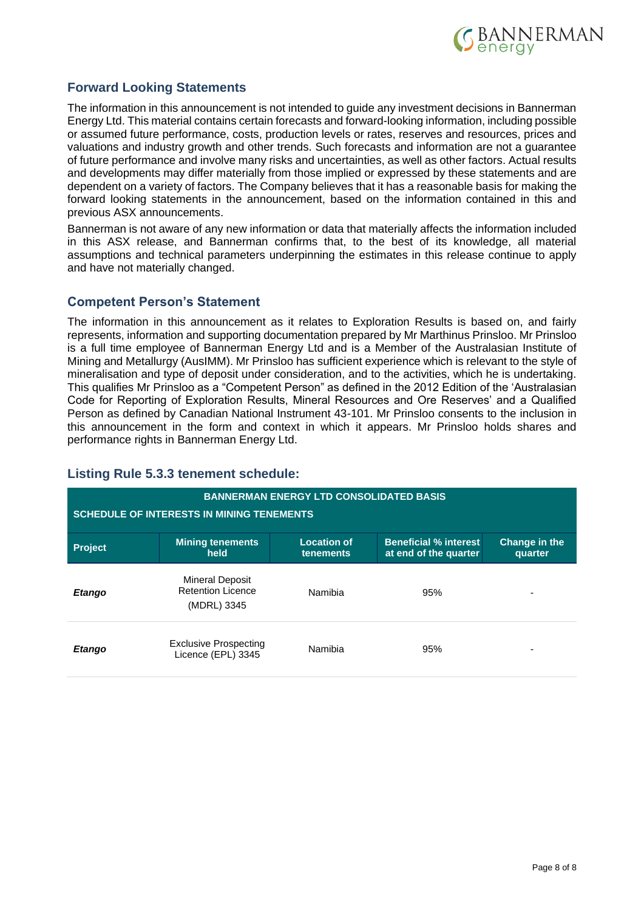## Forward Looking Statements

The information in this announcement is not intended to guide any investment decisions in Bannerman Energy Ltd. This material contains certain forecasts and forward-looking information, including possible or assumed future performance, costs, production levels or rates, reserves and resources, prices and valuations and industry growth and other trends. Such forecasts and information are not a guarantee of future performance and involve many risks and uncertainties, as well as other factors. Actual results and developments may differ materially from those implied or expressed by these statements and are dependent on a variety of factors. The Company believes that it has a reasonable basis for making the forward looking statements in the announcement, based on the information contained in this and previous ASX announcements.

Bannerman is not aware of any new information or data that materially affects the information included in this ASX release, and Bannerman confirms that, to the best of its knowledge, all material assumptions and technical parameters underpinning the estimates in this release continue to apply and have not materially changed.

## Competent Person's Statement

The information in this announcement as it relates to Exploration Results is based on, and fairly represents, information and supporting documentation prepared by Mr Marthinus Prinsloo. Mr Prinsloo is a full time employee of Bannerman Energy Ltd and is a Member of the Australasian Institute of Mining and Metallurgy (AusIMM). Mr Prinsloo has sufficient experience which is relevant to the style of mineralisation and type of deposit under consideration, and to the activities, which he is undertaking. This qualifies Mr Prinsloo as a "Competent Person" as defined in the 2012 Edition of the 'Australasian Code for Reporting of Exploration Results, Mineral Resources and Ore Reserves' and a Qualified Person as defined by Canadian National Instrument 43-101. Mr Prinsloo consents to the inclusion in this announcement in the form and context in which it appears. Mr Prinsloo holds shares and performance rights in Bannerman Energy Ltd.

## Listing Rule 5.3.3 tenement schedule:

**BANNERMAN ENERGY LTD CONSOLIDATED BASIS**

**SCHEDULE OF INTERESTS IN MINING TENEMENTS**

| Project | Mining tenements held | Location of tenements | Beneficial % interest at end of the quarter | Change in the quarter |
|---|---|---|---|---|
| *Etango* | Mineral Deposit Retention Licence (MDRL) 3345 | Namibia | 95% | - |
| *Etango* | Exclusive Prospecting Licence (EPL) 3345 | Namibia | 95% | - |